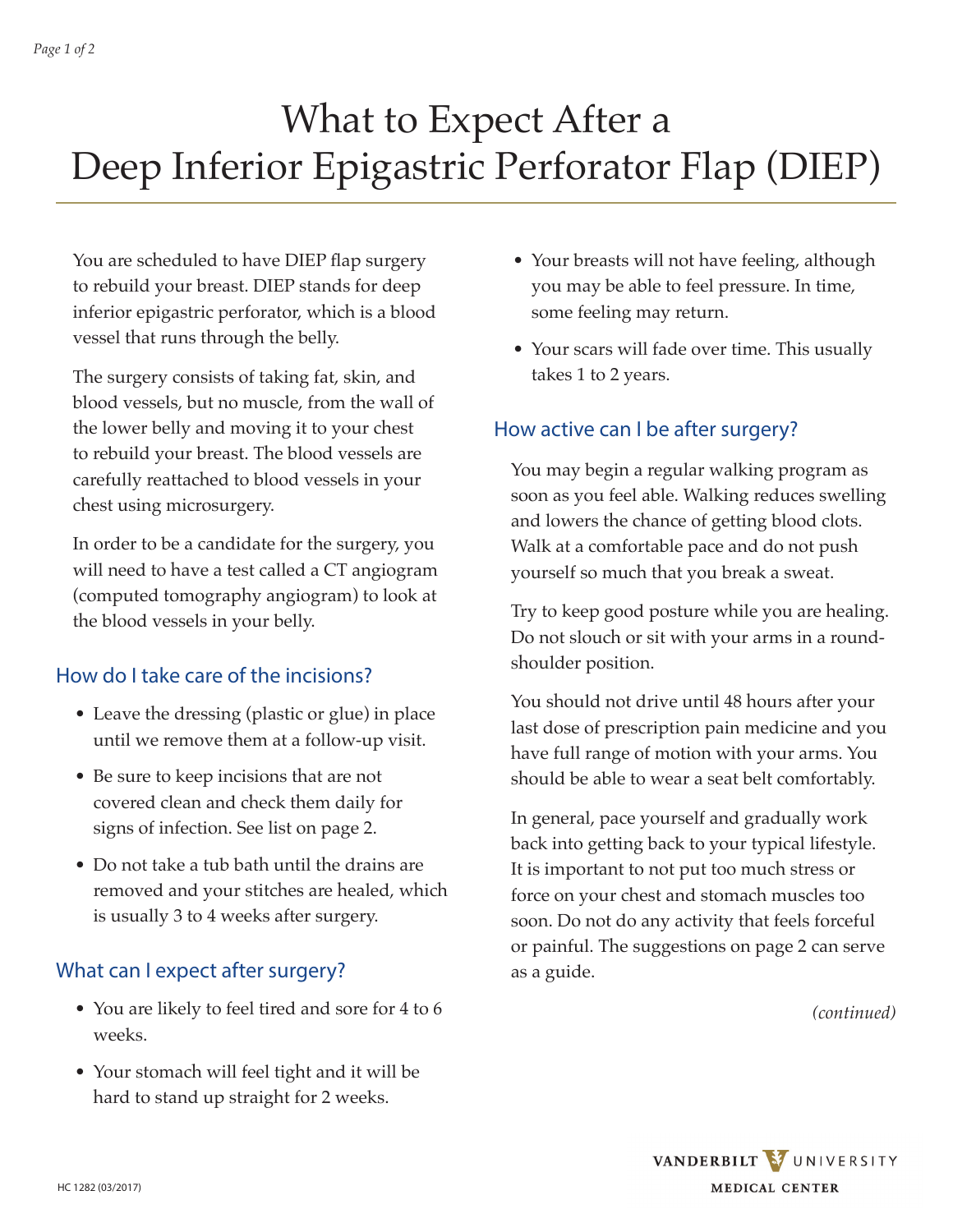# What to Expect After a Deep Inferior Epigastric Perforator Flap (DIEP)

You are scheduled to have DIEP flap surgery to rebuild your breast. DIEP stands for deep inferior epigastric perforator, which is a blood vessel that runs through the belly.

The surgery consists of taking fat, skin, and blood vessels, but no muscle, from the wall of the lower belly and moving it to your chest to rebuild your breast. The blood vessels are carefully reattached to blood vessels in your chest using microsurgery.

In order to be a candidate for the surgery, you will need to have a test called a CT angiogram (computed tomography angiogram) to look at the blood vessels in your belly.

## How do I take care of the incisions?

- Leave the dressing (plastic or glue) in place until we remove them at a follow-up visit.
- Be sure to keep incisions that are not covered clean and check them daily for signs of infection. See list on page 2.
- Do not take a tub bath until the drains are removed and your stitches are healed, which is usually 3 to 4 weeks after surgery.

## What can I expect after surgery?

- You are likely to feel tired and sore for 4 to 6 weeks.
- Your stomach will feel tight and it will be hard to stand up straight for 2 weeks.
- Your breasts will not have feeling, although you may be able to feel pressure. In time, some feeling may return.
- Your scars will fade over time. This usually takes 1 to 2 years.

## How active can I be after surgery?

You may begin a regular walking program as soon as you feel able. Walking reduces swelling and lowers the chance of getting blood clots. Walk at a comfortable pace and do not push yourself so much that you break a sweat.

Try to keep good posture while you are healing. Do not slouch or sit with your arms in a round-shoulder position.

You should not drive until 48 hours after your last dose of prescription pain medicine and you have full range of motion with your arms. You should be able to wear a seat belt comfortably.

In general, pace yourself and gradually work back into getting back to your typical lifestyle. It is important to not put too much stress or force on your chest and stomach muscles too soon. Do not do any activity that feels forceful or painful. The suggestions on page 2 can serve as a guide.

*(continued)*

HC 1282 (03/2017)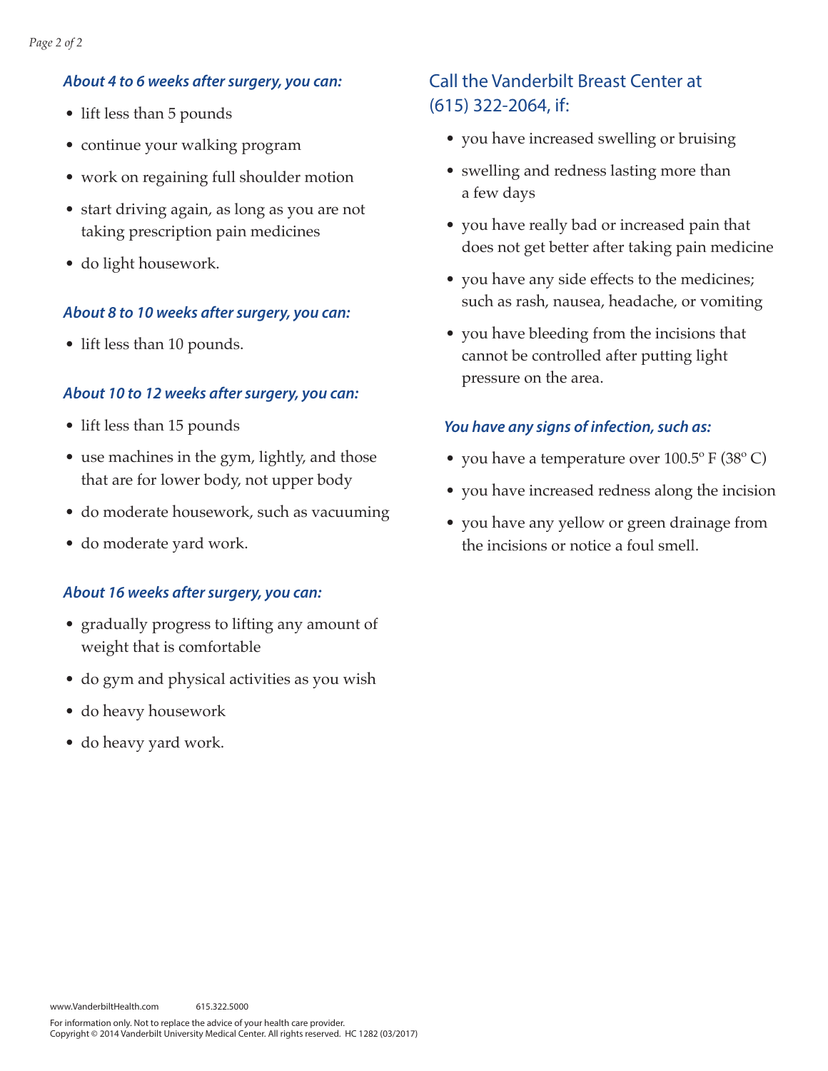### *About 4 to 6 weeks after surgery, you can:*

- lift less than 5 pounds
- continue your walking program
- work on regaining full shoulder motion
- start driving again, as long as you are not taking prescription pain medicines
- do light housework.

### *About 8 to 10 weeks after surgery, you can:*

- lift less than 10 pounds.

### *About 10 to 12 weeks after surgery, you can:*

- lift less than 15 pounds
- use machines in the gym, lightly, and those that are for lower body, not upper body
- do moderate housework, such as vacuuming
- do moderate yard work.

### *About 16 weeks after surgery, you can:*

- gradually progress to lifting any amount of weight that is comfortable
- do gym and physical activities as you wish
- do heavy housework
- do heavy yard work.

## Call the Vanderbilt Breast Center at (615) 322-2064, if:

- you have increased swelling or bruising
- swelling and redness lasting more than a few days
- you have really bad or increased pain that does not get better after taking pain medicine
- you have any side effects to the medicines; such as rash, nausea, headache, or vomiting
- you have bleeding from the incisions that cannot be controlled after putting light pressure on the area.

### *You have any signs of infection, such as:*

- you have a temperature over 100.5º F (38º C)
- you have increased redness along the incision
- you have any yellow or green drainage from the incisions or notice a foul smell.

www.VanderbiltHealth.com 615.322.5000

For information only. Not to replace the advice of your health care provider.
Copyright © 2014 Vanderbilt University Medical Center. All rights reserved. HC 1282 (03/2017)